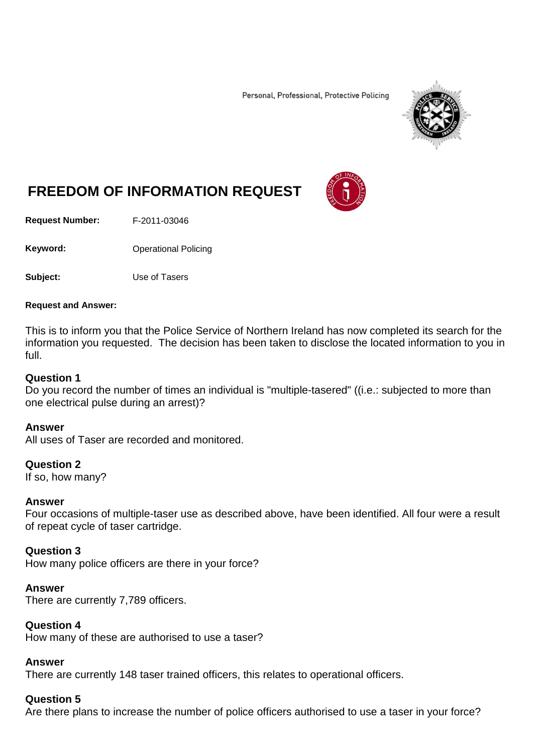Personal, Professional, Protective Policing

# FREEDOM OF INFORMATION REQUEST

**Request Number:** F-2011-03046

**Keyword:** Operational Policing

**Subject:** Use of Tasers

**Request and Answer:**

This is to inform you that the Police Service of Northern Ireland has now completed its search for the information you requested. The decision has been taken to disclose the located information to you in full.

**Question 1**
Do you record the number of times an individual is "multiple-tasered" ((i.e.: subjected to more than one electrical pulse during an arrest)?

**Answer**
All uses of Taser are recorded and monitored.

**Question 2**
If so, how many?

**Answer**
Four occasions of multiple-taser use as described above, have been identified. All four were a result of repeat cycle of taser cartridge.

**Question 3**
How many police officers are there in your force?

**Answer**
There are currently 7,789 officers.

**Question 4**
How many of these are authorised to use a taser?

**Answer**
There are currently 148 taser trained officers, this relates to operational officers.

**Question 5**
Are there plans to increase the number of police officers authorised to use a taser in your force?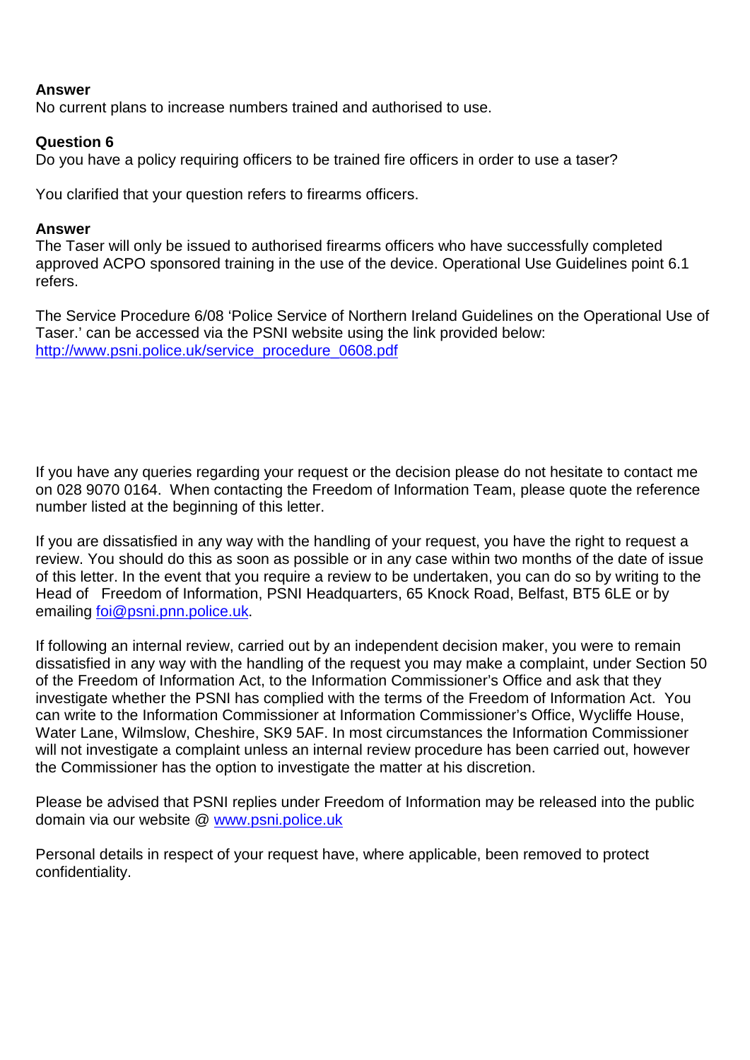**Answer**
No current plans to increase numbers trained and authorised to use.

**Question 6**
Do you have a policy requiring officers to be trained fire officers in order to use a taser?

You clarified that your question refers to firearms officers.

**Answer**
The Taser will only be issued to authorised firearms officers who have successfully completed approved ACPO sponsored training in the use of the device. Operational Use Guidelines point 6.1 refers.

The Service Procedure 6/08 'Police Service of Northern Ireland Guidelines on the Operational Use of Taser.' can be accessed via the PSNI website using the link provided below:
http://www.psni.police.uk/service_procedure_0608.pdf

If you have any queries regarding your request or the decision please do not hesitate to contact me on 028 9070 0164. When contacting the Freedom of Information Team, please quote the reference number listed at the beginning of this letter.

If you are dissatisfied in any way with the handling of your request, you have the right to request a review. You should do this as soon as possible or in any case within two months of the date of issue of this letter. In the event that you require a review to be undertaken, you can do so by writing to the Head of Freedom of Information, PSNI Headquarters, 65 Knock Road, Belfast, BT5 6LE or by emailing foi@psni.pnn.police.uk.

If following an internal review, carried out by an independent decision maker, you were to remain dissatisfied in any way with the handling of the request you may make a complaint, under Section 50 of the Freedom of Information Act, to the Information Commissioner's Office and ask that they investigate whether the PSNI has complied with the terms of the Freedom of Information Act. You can write to the Information Commissioner at Information Commissioner's Office, Wycliffe House, Water Lane, Wilmslow, Cheshire, SK9 5AF. In most circumstances the Information Commissioner will not investigate a complaint unless an internal review procedure has been carried out, however the Commissioner has the option to investigate the matter at his discretion.

Please be advised that PSNI replies under Freedom of Information may be released into the public domain via our website @ www.psni.police.uk

Personal details in respect of your request have, where applicable, been removed to protect confidentiality.